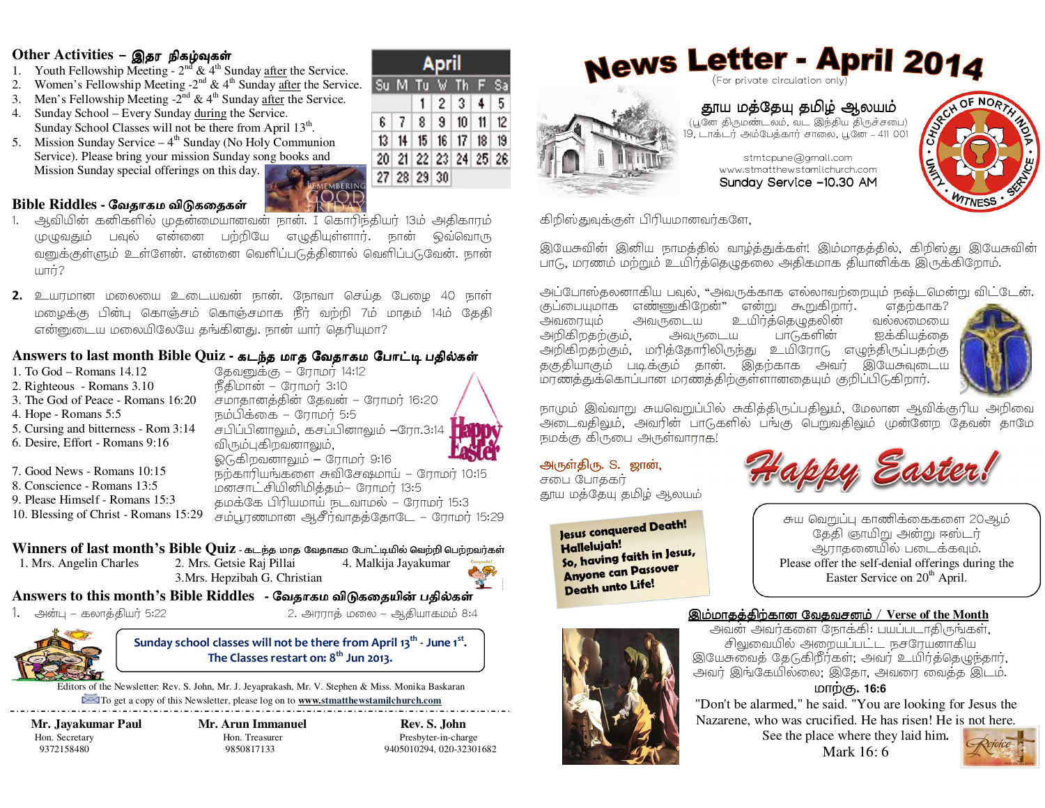# News Letter - April 2014

(For private circulation only)

## தூய மத்தேயு தமிழ் ஆலயம்

(பூனே திருமண்டலம், வட இந்திய திருச்சபை)
19, டாக்டர் அம்பேத்கார் சாலை, பூனே – 411 001

stmtcpune@gmail.com
www.stmatthewstamilchurch.com
Sunday Service –10.30 AM

CHURCH OF NORTH INDIA · UNITY · WITNESS · SERVICE

கிறிஸ்துவுக்குள் பிரியமானவர்களே,

இயேசுவின் இனிய நாமத்தில் வாழ்த்துக்கள்! இம்மாதத்தில், கிறிஸ்து இயேசுவின் பாடு, மரணம் மற்றும் உயிர்த்தெழுதலை அதிகமாக தியானிக்க இருக்கிறோம்.

அப்போஸ்தலனாகிய பவுல், "அவருக்காக எல்லாவற்றையும் நஷ்டமென்று விட்டேன். குப்பையுமாக எண்ணுகிறேன்" என்று கூறுகிறார். எதற்காக? அவரையும் அவருடைய உயிர்த்தெழுதலின் வல்லமையை அறிகிறதற்கும், அவருடைய பாடுகளின் ஐக்கியத்தை அறிகிறதற்கும், மரித்தோரிலிருந்து உயிரோடு எழுந்திருப்பதற்கு தகுதியாகும் படிக்கும் தான். இதற்காக அவர் இயேசுவுடைய மரணத்துக்கொப்பான மரணத்திற்குள்ளானதையும் குறிப்பிடுகிறார்.

நாமும் இவ்வாறு சுயவெறுப்பில் சுகித்திருப்பதிலும், மேலான ஆவிக்குரிய அறிவை அடைவதிலும், அவரின் பாடுகளில் பங்கு பெறுவதிலும் முன்னேற தேவன் தாமே நமக்கு கிருபை அருள்வாராக!

அருள்திரு. S. ஜான்,
சபை போதகர்
தூய மத்தேயு தமிழ் ஆலயம்

Happy Easter!

Jesus conquered Death!
Hallelujah!
So, having faith in Jesus,
Anyone can Passover
Death unto Life!

சுய வெறுப்பு காணிக்கைகளை 20ஆம் தேதி ஞாயிறு அன்று ஈஸ்டர் ஆராதனையில் படைக்கவும்.
Please offer the self-denial offerings during the Easter Service on 20th April.

## இம்மாதத்திற்கான வேதவசனம் / Verse of the Month

அவன் அவர்களை நோக்கி: பயப்படாதிருங்கள், சிலுவையில் அறையப்பட்ட நசரேயனாகிய இயேசுவைத் தேடுகிறீர்கள்; அவர் உயிர்த்தெழுந்தார், அவர் இங்கேயில்லை; இதோ, அவரை வைத்த இடம்.
**மாற்கு. 16:6**

"Don't be alarmed," he said. "You are looking for Jesus the Nazarene, who was crucified. He has risen! He is not here. See the place where they laid him.
Mark 16: 6

## Other Activities – இதர நிகழ்வுகள்

1. Youth Fellowship Meeting - 2nd & 4th Sunday after the Service.
2. Women's Fellowship Meeting -2nd & 4th Sunday after the Service.
3. Men's Fellowship Meeting -2nd & 4th Sunday after the Service.
4. Sunday School – Every Sunday during the Service.
   Sunday School Classes will not be there from April 13th.
5. Mission Sunday Service – 4th Sunday (No Holy Communion Service). Please bring your mission Sunday song books and Mission Sunday special offerings on this day.

**April**

| Su | M | Tu | W | Th | F | Sa |
|---|---|---|---|---|---|---|
| | | 1 | 2 | 3 | 4 | 5 |
| 6 | 7 | 8 | 9 | 10 | 11 | 12 |
| 13 | 14 | 15 | 16 | 17 | 18 | 19 |
| 20 | 21 | 22 | 23 | 24 | 25 | 26 |
| 27 | 28 | 29 | 30 | | | |

## Bible Riddles - வேதாகம விடுகதைகள்

1. ஆவியின் கனிகளில் முதன்மையானவன் நான். I கொரிந்தியர் 13ம் அதிகாரம் முழுவதும் பவுல் என்னை பற்றியே எழுதியுள்ளார். நான் ஒவ்வொருவனுக்குள்ளும் உள்ளேன். என்னை வெளிப்படுத்தினால் வெளிப்படுவேன். நான் யார்?

2. உயரமான மலையை உடையவன் நான். நோவா செய்த பேழை 40 நாள் மழைக்கு பின்பு கொஞ்சம் கொஞ்சமாக நீர் வற்றி 7ம் மாதம் 14ம் தேதி என்னுடைய மலையிலேயே தங்கினது. நான் யார் தெரியுமா?

## Answers to last month Bible Quiz - கடந்த மாத வேதாகம போட்டி பதில்கள்

1. To God – Romans 14.12 — தேவனுக்கு – ரோமர் 14:12
2. Righteous - Romans 3.10 — நீதிமான் – ரோமர் 3:10
3. The God of Peace - Romans 16:20 — சமாதானத்தின் தேவன் – ரோமர் 16:20
4. Hope - Romans 5:5 — நம்பிக்கை – ரோமர் 5:5
5. Cursing and bitterness - Rom 3:14 — சபிப்பினாலும், கசப்பினாலும் –ரோ.3:14
6. Desire, Effort - Romans 9:16 — விரும்புகிறவனாலும், ஓடுகிறவனாலும் – ரோமர் 9:16
7. Good News - Romans 10:15 — நற்காரியங்களை சுவிசேஷமாய் – ரோமர் 10:15
8. Conscience - Romans 13:5 — மனசாட்சியினிமித்தம்– ரோமர் 13:5
9. Please Himself - Romans 15:3 — தமக்கே பிரியமாய் நடவாமல் – ரோமர் 15:3
10. Blessing of Christ - Romans 15:29 — சம்பூரணமான ஆசீர்வாதத்தோடே – ரோமர் 15:29

## Winners of last month's Bible Quiz - கடந்த மாத வேதாகம போட்டியில் வெற்றி பெற்றவர்கள்

1. Mrs. Angelin Charles
2. Mrs. Getsie Raj Pillai
3. Mrs. Hepzibah G. Christian
4. Malkija Jayakumar

## Answers to this month's Bible Riddles - வேதாகம விடுகதையின் பதில்கள்

1. அன்பு – கலாத்தியர் 5:22
2. அரராத் மலை – ஆதியாகமம் 8:4

**Sunday school classes will not be there from April 13th - June 1st.
The Classes restart on: 8th Jun 2013.**

Editors of the Newsletter: Rev. S. John, Mr. J. Jeyaprakash, Mr. V. Stephen & Miss. Monika Baskaran
To get a copy of this Newsletter, please log on to **www.stmatthewstamilchurch.com**

| Mr. Jayakumar Paul | Mr. Arun Immanuel | Rev. S. John |
|---|---|---|
| Hon. Secretary | Hon. Treasurer | Presbyter-in-charge |
| 9372158480 | 9850817133 | 9405010294, 020-32301682 |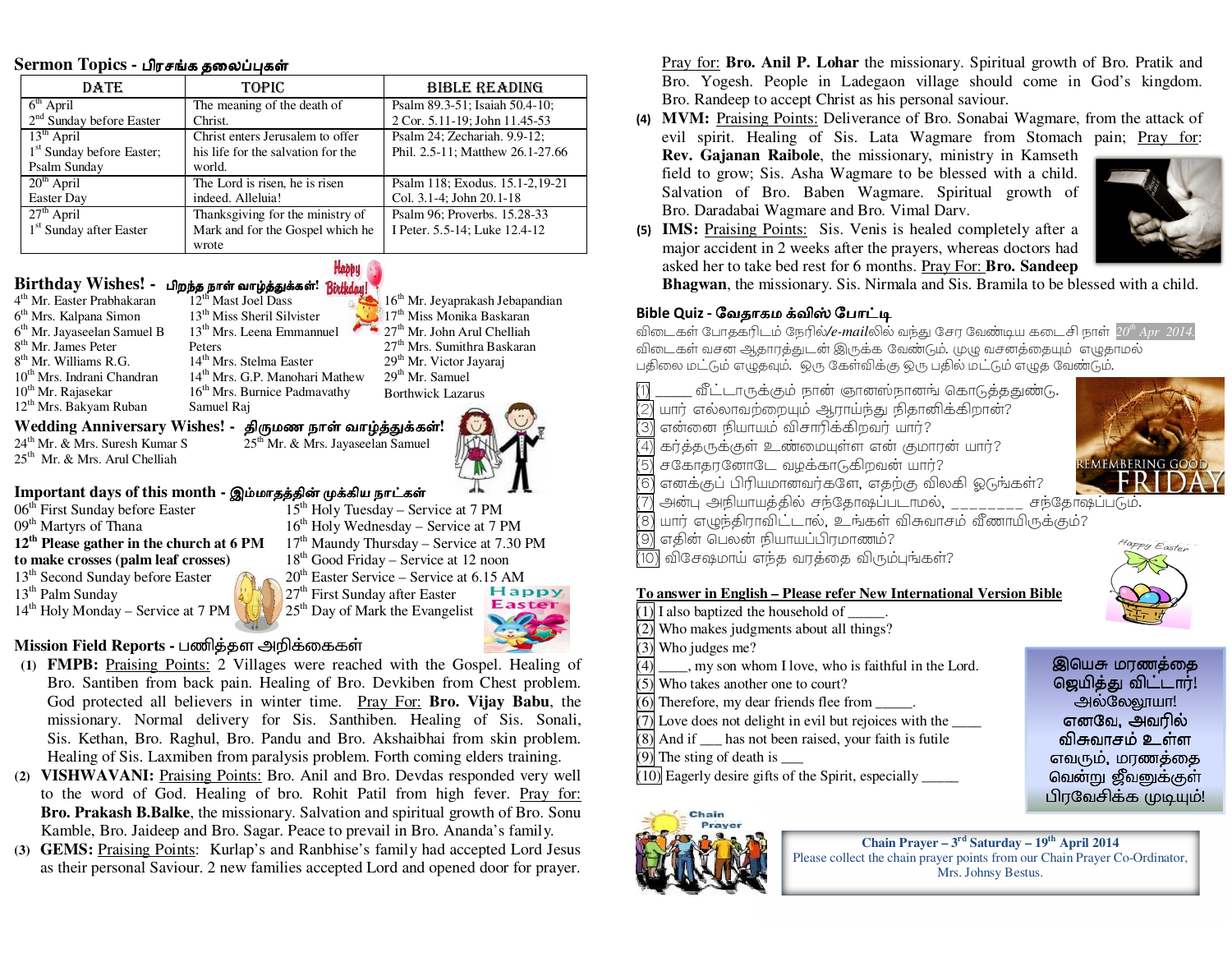## Sermon Topics - பிரசங்க தலைப்புகள்

| DATE | TOPIC | BIBLE READING |
|---|---|---|
| 6th April<br>2nd Sunday before Easter | The meaning of the death of Christ. | Psalm 89.3-51; Isaiah 50.4-10; 2 Cor. 5.11-19; John 11.45-53 |
| 13th April<br>1st Sunday before Easter; Psalm Sunday | Christ enters Jerusalem to offer his life for the salvation for the world. | Psalm 24; Zechariah. 9.9-12; Phil. 2.5-11; Matthew 26.1-27.66 |
| 20th April<br>Easter Day | The Lord is risen, he is risen indeed. Alleluia! | Psalm 118; Exodus. 15.1-2,19-21 Col. 3.1-4; John 20.1-18 |
| 27th April<br>1st Sunday after Easter | Thanksgiving for the ministry of Mark and for the Gospel which he wrote | Psalm 96; Proverbs. 15.28-33 I Peter. 5.5-14; Luke 12.4-12 |

## Birthday Wishes! - பிறந்த நாள் வாழ்த்துக்கள்!

4th Mr. Easter Prabhakaran
6th Mrs. Kalpana Simon
6th Mr. Jayaseelan Samuel B
8th Mr. James Peter
8th Mr. Williams R.G.
10th Mrs. Indrani Chandran
10th Mr. Rajasekar
12th Mrs. Bakyam Ruban
12th Mast Joel Dass
13th Miss Sheril Silvister
13th Mrs. Leena Emmannuel Peters
14th Mrs. Stelma Easter
14th Mrs. G.P. Manohari Mathew
16th Mrs. Burnice Padmavathy Samuel Raj
16th Mr. Jeyaprakash Jebapandian
17th Miss Monika Baskaran
27th Mr. John Arul Chelliah
27th Mrs. Sumithra Baskaran
29th Mr. Victor Jayaraj
29th Mr. Samuel Borthwick Lazarus

## Wedding Anniversary Wishes! - திருமண நாள் வாழ்த்துக்கள்!

24th Mr. & Mrs. Suresh Kumar S
25th Mr. & Mrs. Arul Chelliah
25th Mr. & Mrs. Jayaseelan Samuel

## Important days of this month - இம்மாதத்தின் முக்கிய நாட்கள்

06th First Sunday before Easter
09th Martyrs of Thana
**12th Please gather in the church at 6 PM to make crosses (palm leaf crosses)**
13th Second Sunday before Easter
13th Palm Sunday
14th Holy Monday – Service at 7 PM
15th Holy Tuesday – Service at 7 PM
16th Holy Wednesday – Service at 7 PM
17th Maundy Thursday – Service at 7.30 PM
18th Good Friday – Service at 12 noon
20th Easter Service – Service at 6.15 AM
27th First Sunday after Easter
25th Day of Mark the Evangelist

## Mission Field Reports - பணித்தள அறிக்கைகள்

1. **FMPB:** Praising Points: 2 Villages were reached with the Gospel. Healing of Bro. Santiben from back pain. Healing of Bro. Devkiben from Chest problem. God protected all believers in winter time. Pray For: **Bro. Vijay Babu**, the missionary. Normal delivery for Sis. Santhiben. Healing of Sis. Sonali, Sis. Kethan, Bro. Raghul, Bro. Pandu and Bro. Akshaibhai from skin problem. Healing of Sis. Laxmiben from paralysis problem. Forth coming elders training.
2. **VISHWAVANI:** Praising Points: Bro. Anil and Bro. Devdas responded very well to the word of God. Healing of bro. Rohit Patil from high fever. Pray for: **Bro. Prakash B.Balke**, the missionary. Salvation and spiritual growth of Bro. Sonu Kamble, Bro. Jaideep and Bro. Sagar. Peace to prevail in Bro. Ananda's family.
3. **GEMS:** Praising Points: Kurlap's and Ranbhise's family had accepted Lord Jesus as their personal Saviour. 2 new families accepted Lord and opened door for prayer. Pray for: **Bro. Anil P. Lohar** the missionary. Spiritual growth of Bro. Pratik and Bro. Yogesh. People in Ladegaon village should come in God's kingdom. Bro. Randeep to accept Christ as his personal saviour.
4. **MVM:** Praising Points: Deliverance of Bro. Sonabai Wagmare, from the attack of evil spirit. Healing of Sis. Lata Wagmare from Stomach pain; Pray for: **Rev. Gajanan Raibole**, the missionary, ministry in Kamseth field to grow; Sis. Asha Wagmare to be blessed with a child. Salvation of Bro. Baben Wagmare. Spiritual growth of Bro. Daradabai Wagmare and Bro. Vimal Darv.
5. **IMS:** Praising Points: Sis. Venis is healed completely after a major accident in 2 weeks after the prayers, whereas doctors had asked her to take bed rest for 6 months. Pray For: **Bro. Sandeep Bhagwan**, the missionary. Sis. Nirmala and Sis. Bramila to be blessed with a child.

## Bible Quiz - வேதாகம க்விஸ் போட்டி

விடைகள் போதகரிடம் நேரில்/*e-mail*லில் வந்து சேர வேண்டிய கடைசி நாள் *20th Apr 2014.* விடைகள் வசன ஆதாரத்துடன் இருக்க வேண்டும். முழு வசனத்தையும் எழுதாமல் பதிலை மட்டும் எழுதவும். ஒரு கேள்விக்கு ஒரு பதில் மட்டும் எழுத வேண்டும்.

1. _____ வீட்டாருக்கும் நான் ஞானஸ்நானங் கொடுத்ததுண்டு.
2. யார் எல்லாவற்றையும் ஆராய்ந்து நிதானிக்கிறான்?
3. என்னை நியாயம் விசாரிக்கிறவர் யார்?
4. கர்த்தருக்குள் உண்மையுள்ள என் குமாரன் யார்?
5. சகோதரனோடே வழக்காடுகிறவன் யார்?
6. எனக்குப் பிரியமானவர்களே, எதற்கு விலகி ஓடுங்கள்?
7. அன்பு அநியாயத்தில் சந்தோஷப்படாமல், ________ சந்தோஷப்படும்.
8. யார் எழுந்திராவிட்டால், உங்கள் விசுவாசம் வீணாயிருக்கும்?
9. எதின் பெலன் நியாயப்பிரமாணம்?
10. விசேஷமாய் எந்த வரத்தை விரும்புங்கள்?

**To answer in English – Please refer New International Version Bible**

1. I also baptized the household of _____.
2. Who makes judgments about all things?
3. Who judges me?
4. ____, my son whom I love, who is faithful in the Lord.
5. Who takes another one to court?
6. Therefore, my dear friends flee from _____.
7. Love does not delight in evil but rejoices with the ____
8. And if ___ has not been raised, your faith is futile
9. The sting of death is ___
10. Eagerly desire gifts of the Spirit, especially _____

இயேசு மரணத்தை ஜெயித்து விட்டார்! அல்லேலூயா! எனவே, அவரில் விசுவாசம் உள்ள எவரும், மரணத்தை வென்று ஜீவனுக்குள் பிரவேசிக்க முடியும்!

**Chain Prayer – 3rd Saturday – 19th April 2014**
Please collect the chain prayer points from our Chain Prayer Co-Ordinator, Mrs. Johnsy Bestus.